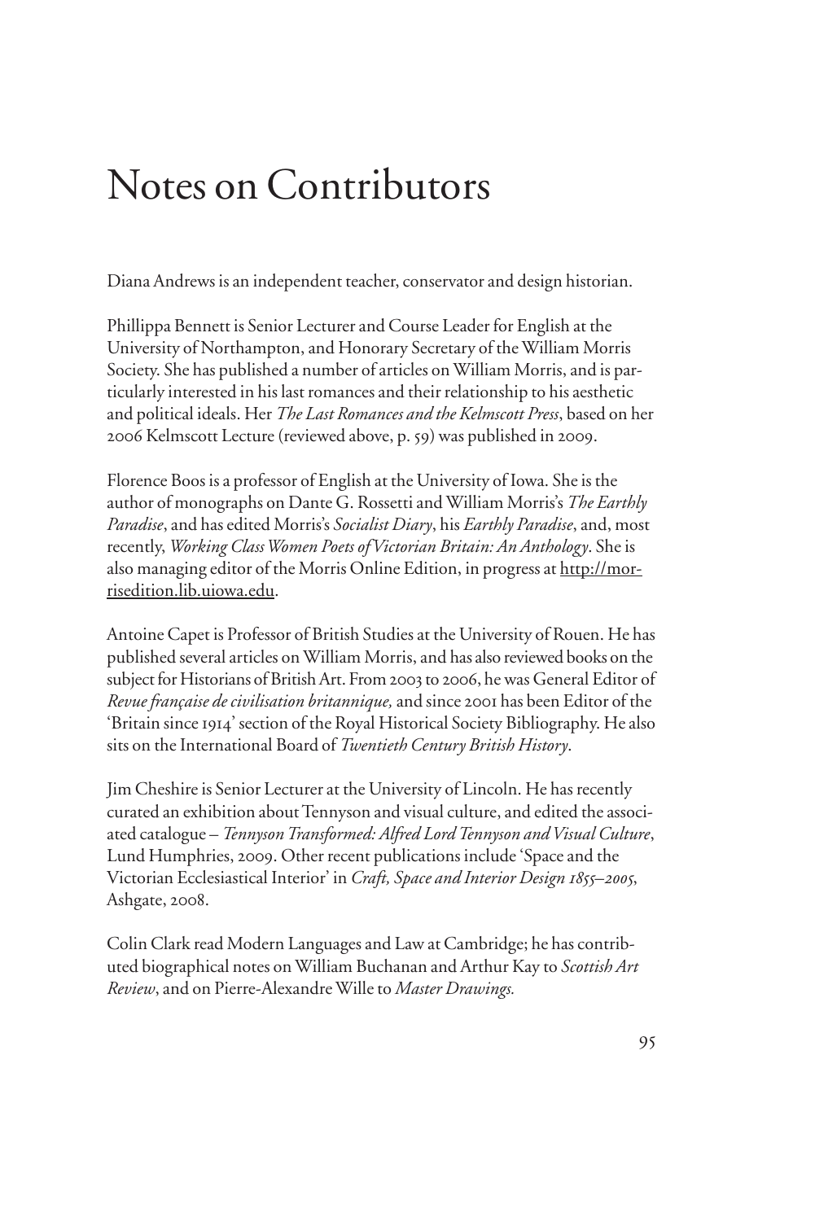# Notes on Contributors

Diana Andrews is an independent teacher, conservator and design historian.

Phillippa Bennett is Senior Lecturer and Course Leader for English at the University of Northampton, and Honorary Secretary of the William Morris Society. She has published a number of articles on William Morris, and is particularly interested in his last romances and their relationship to his aesthetic and political ideals. Her *The Last Romances and the Kelmscott Press*, based on her 2006 Kelmscott Lecture (reviewed above, p. 59) was published in 2009.

Florence Boos is a professor of English at the University of Iowa. She is the author of monographs on Dante G. Rossetti and William Morris's *The Earthly Paradise*, and has edited Morris's *Socialist Diary*, his *Earthly Paradise*, and, most recently, *Working Class Women Poets of Victorian Britain: An Anthology*. She is also managing editor of the Morris Online Edition, in progress at http://morrisedition.lib.uiowa.edu.

Antoine Capet is Professor of British Studies at the University of Rouen. He has published several articles on William Morris, and has also reviewed books on the subject for Historians of British Art. From 2003 to 2006, he was General Editor of *Revue française de civilisation britannique,* and since 2001 has been Editor of the 'Britain since 1914' section of the Royal Historical Society Bibliography. He also sits on the International Board of *Twentieth Century British History*.

Jim Cheshire is Senior Lecturer at the University of Lincoln. He has recently curated an exhibition about Tennyson and visual culture, and edited the associated catalogue – *Tennyson Transformed: Alfred Lord Tennyson and Visual Culture*, Lund Humphries, 2009. Other recent publications include 'Space and the Victorian Ecclesiastical Interior' in *Craft, Space and Interior Design 1855–2005*, Ashgate, 2008.

Colin Clark read Modern Languages and Law at Cambridge; he has contributed biographical notes on William Buchanan and Arthur Kay to *Scottish Art Review*, and on Pierre-Alexandre Wille to *Master Drawings.*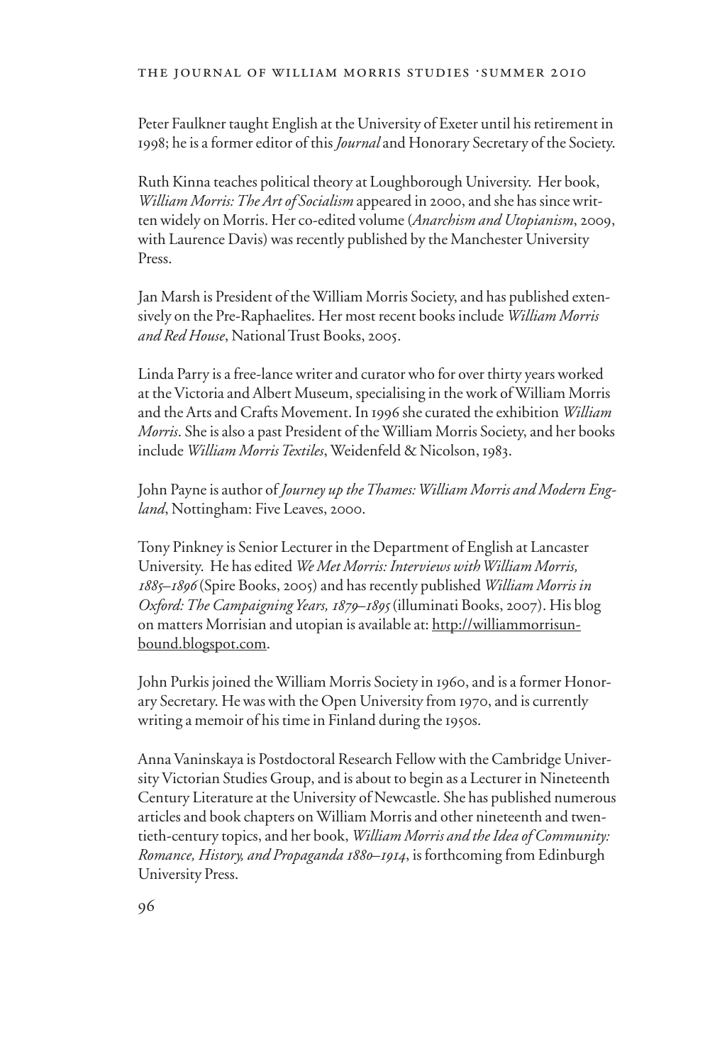Peter Faulkner taught English at the University of Exeter until his retirement in 1998; he is a former editor of this *Journal* and Honorary Secretary of the Society.

Ruth Kinna teaches political theory at Loughborough University. Her book, *William Morris: The Art of Socialism* appeared in 2000, and she has since written widely on Morris. Her co-edited volume (*Anarchism and Utopianism*, 2009, with Laurence Davis) was recently published by the Manchester University Press.

Jan Marsh is President of the William Morris Society, and has published extensively on the Pre-Raphaelites. Her most recent books include *William Morris and Red House*, National Trust Books, 2005.

Linda Parry is a free-lance writer and curator who for over thirty years worked at the Victoria and Albert Museum, specialising in the work of William Morris and the Arts and Crafts Movement. In 1996 she curated the exhibition *William Morris*. She is also a past President of the William Morris Society, and her books include *William Morris Textiles*, Weidenfeld & Nicolson, 1983.

John Payne is author of *Journey up the Thames: William Morris and Modern England*, Nottingham: Five Leaves, 2000.

Tony Pinkney is Senior Lecturer in the Department of English at Lancaster University. He has edited *We Met Morris: Interviews with William Morris, 1885–1896* (Spire Books, 2005) and has recently published *William Morris in Oxford: The Campaigning Years, 1879–1895* (illuminati Books, 2007). His blog on matters Morrisian and utopian is available at: http://williammorrisunbound.blogspot.com.

John Purkis joined the William Morris Society in 1960, and is a former Honorary Secretary. He was with the Open University from 1970, and is currently writing a memoir of his time in Finland during the 1950s.

Anna Vaninskaya is Postdoctoral Research Fellow with the Cambridge University Victorian Studies Group, and is about to begin as a Lecturer in Nineteenth Century Literature at the University of Newcastle. She has published numerous articles and book chapters on William Morris and other nineteenth and twentieth-century topics, and her book, *William Morris and the Idea of Community: Romance, History, and Propaganda 1880–1914*, is forthcoming from Edinburgh University Press.